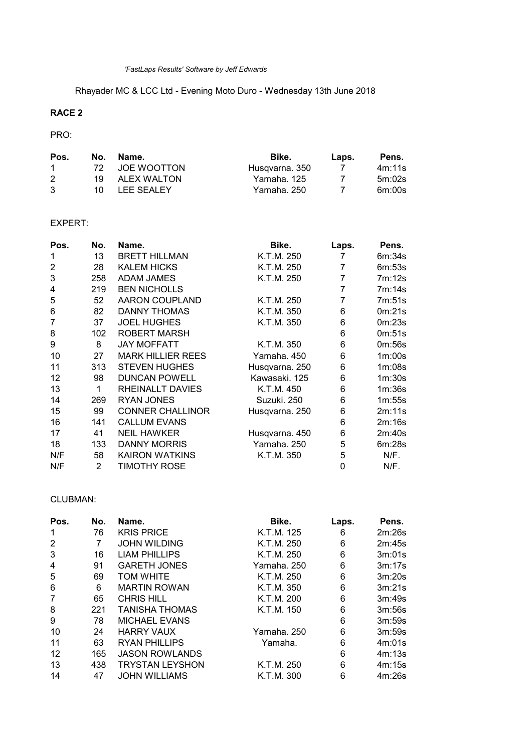*'FastLaps Results' Software by Jeff Edwards*

Rhayader MC & LCC Ltd - Evening Moto Duro - Wednesday 13th June 2018

**RACE 2**

PRO:

| Pos. | No. | Name. | Bike. | Laps. | Pens. |
|---|---|---|---|---|---|
| 1 | 72 | JOE WOOTTON | Husqvarna. 350 | 7 | 4m:11s |
| 2 | 19 | ALEX WALTON | Yamaha. 125 | 7 | 5m:02s |
| 3 | 10 | LEE SEALEY | Yamaha. 250 | 7 | 6m:00s |

EXPERT:

| Pos. | No. | Name. | Bike. | Laps. | Pens. |
|---|---|---|---|---|---|
| 1 | 13 | BRETT HILLMAN | K.T.M. 250 | 7 | 6m:34s |
| 2 | 28 | KALEM HICKS | K.T.M. 250 | 7 | 6m:53s |
| 3 | 258 | ADAM JAMES | K.T.M. 250 | 7 | 7m:12s |
| 4 | 219 | BEN NICHOLLS | | 7 | 7m:14s |
| 5 | 52 | AARON COUPLAND | K.T.M. 250 | 7 | 7m:51s |
| 6 | 82 | DANNY THOMAS | K.T.M. 350 | 6 | 0m:21s |
| 7 | 37 | JOEL HUGHES | K.T.M. 350 | 6 | 0m:23s |
| 8 | 102 | ROBERT MARSH | | 6 | 0m:51s |
| 9 | 8 | JAY MOFFATT | K.T.M. 350 | 6 | 0m:56s |
| 10 | 27 | MARK HILLIER REES | Yamaha. 450 | 6 | 1m:00s |
| 11 | 313 | STEVEN HUGHES | Husqvarna. 250 | 6 | 1m:08s |
| 12 | 98 | DUNCAN POWELL | Kawasaki. 125 | 6 | 1m:30s |
| 13 | 1 | RHEINALLT DAVIES | K.T.M. 450 | 6 | 1m:36s |
| 14 | 269 | RYAN JONES | Suzuki. 250 | 6 | 1m:55s |
| 15 | 99 | CONNER CHALLINOR | Husqvarna. 250 | 6 | 2m:11s |
| 16 | 141 | CALLUM EVANS | | 6 | 2m:16s |
| 17 | 41 | NEIL HAWKER | Husqvarna. 450 | 6 | 2m:40s |
| 18 | 133 | DANNY MORRIS | Yamaha. 250 | 5 | 6m:28s |
| N/F | 58 | KAIRON WATKINS | K.T.M. 350 | 5 | N/F. |
| N/F | 2 | TIMOTHY ROSE | | 0 | N/F. |

CLUBMAN:

| Pos. | No. | Name. | Bike. | Laps. | Pens. |
|---|---|---|---|---|---|
| 1 | 76 | KRIS PRICE | K.T.M. 125 | 6 | 2m:26s |
| 2 | 7 | JOHN WILDING | K.T.M. 250 | 6 | 2m:45s |
| 3 | 16 | LIAM PHILLIPS | K.T.M. 250 | 6 | 3m:01s |
| 4 | 91 | GARETH JONES | Yamaha. 250 | 6 | 3m:17s |
| 5 | 69 | TOM WHITE | K.T.M. 250 | 6 | 3m:20s |
| 6 | 6 | MARTIN ROWAN | K.T.M. 350 | 6 | 3m:21s |
| 7 | 65 | CHRIS HILL | K.T.M. 200 | 6 | 3m:49s |
| 8 | 221 | TANISHA THOMAS | K.T.M. 150 | 6 | 3m:56s |
| 9 | 78 | MICHAEL EVANS | | 6 | 3m:59s |
| 10 | 24 | HARRY VAUX | Yamaha. 250 | 6 | 3m:59s |
| 11 | 63 | RYAN PHILLIPS | Yamaha. | 6 | 4m:01s |
| 12 | 165 | JASON ROWLANDS | | 6 | 4m:13s |
| 13 | 438 | TRYSTAN LEYSHON | K.T.M. 250 | 6 | 4m:15s |
| 14 | 47 | JOHN WILLIAMS | K.T.M. 300 | 6 | 4m:26s |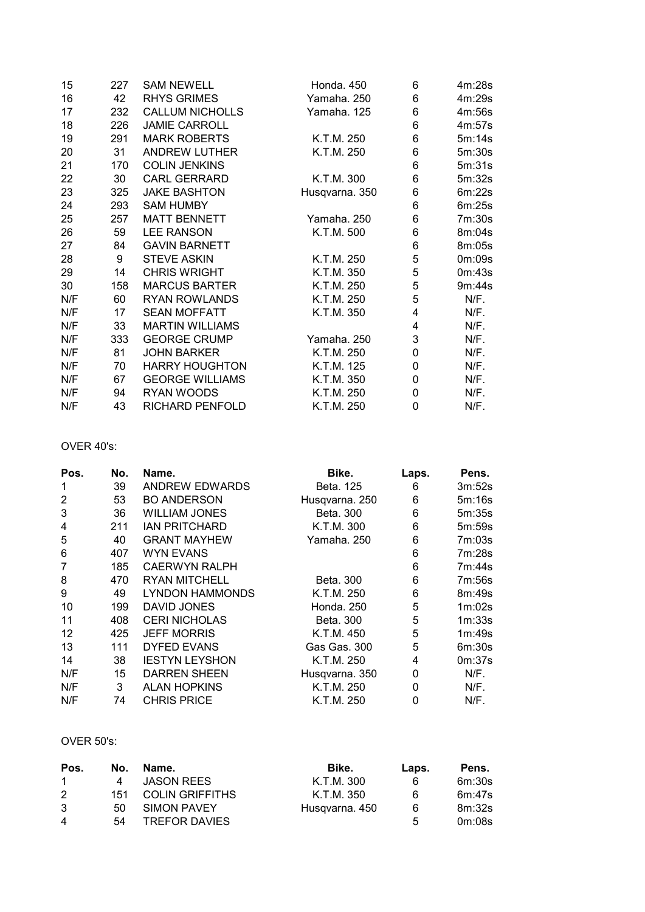| Pos. | No. | Name. | Bike. | Laps. | Pens. |
|---|---|---|---|---|---|
| 15 | 227 | SAM NEWELL | Honda. 450 | 6 | 4m:28s |
| 16 | 42 | RHYS GRIMES | Yamaha. 250 | 6 | 4m:29s |
| 17 | 232 | CALLUM NICHOLLS | Yamaha. 125 | 6 | 4m:56s |
| 18 | 226 | JAMIE CARROLL | | 6 | 4m:57s |
| 19 | 291 | MARK ROBERTS | K.T.M. 250 | 6 | 5m:14s |
| 20 | 31 | ANDREW LUTHER | K.T.M. 250 | 6 | 5m:30s |
| 21 | 170 | COLIN JENKINS | | 6 | 5m:31s |
| 22 | 30 | CARL GERRARD | K.T.M. 300 | 6 | 5m:32s |
| 23 | 325 | JAKE BASHTON | Husqvarna. 350 | 6 | 6m:22s |
| 24 | 293 | SAM HUMBY | | 6 | 6m:25s |
| 25 | 257 | MATT BENNETT | Yamaha. 250 | 6 | 7m:30s |
| 26 | 59 | LEE RANSON | K.T.M. 500 | 6 | 8m:04s |
| 27 | 84 | GAVIN BARNETT | | 6 | 8m:05s |
| 28 | 9 | STEVE ASKIN | K.T.M. 250 | 5 | 0m:09s |
| 29 | 14 | CHRIS WRIGHT | K.T.M. 350 | 5 | 0m:43s |
| 30 | 158 | MARCUS BARTER | K.T.M. 250 | 5 | 9m:44s |
| N/F | 60 | RYAN ROWLANDS | K.T.M. 250 | 5 | N/F. |
| N/F | 17 | SEAN MOFFATT | K.T.M. 350 | 4 | N/F. |
| N/F | 33 | MARTIN WILLIAMS | | 4 | N/F. |
| N/F | 333 | GEORGE CRUMP | Yamaha. 250 | 3 | N/F. |
| N/F | 81 | JOHN BARKER | K.T.M. 250 | 0 | N/F. |
| N/F | 70 | HARRY HOUGHTON | K.T.M. 125 | 0 | N/F. |
| N/F | 67 | GEORGE WILLIAMS | K.T.M. 350 | 0 | N/F. |
| N/F | 94 | RYAN WOODS | K.T.M. 250 | 0 | N/F. |
| N/F | 43 | RICHARD PENFOLD | K.T.M. 250 | 0 | N/F. |

OVER 40's:

| Pos. | No. | Name. | Bike. | Laps. | Pens. |
|---|---|---|---|---|---|
| 1 | 39 | ANDREW EDWARDS | Beta. 125 | 6 | 3m:52s |
| 2 | 53 | BO ANDERSON | Husqvarna. 250 | 6 | 5m:16s |
| 3 | 36 | WILLIAM JONES | Beta. 300 | 6 | 5m:35s |
| 4 | 211 | IAN PRITCHARD | K.T.M. 300 | 6 | 5m:59s |
| 5 | 40 | GRANT MAYHEW | Yamaha. 250 | 6 | 7m:03s |
| 6 | 407 | WYN EVANS | | 6 | 7m:28s |
| 7 | 185 | CAERWYN RALPH | | 6 | 7m:44s |
| 8 | 470 | RYAN MITCHELL | Beta. 300 | 6 | 7m:56s |
| 9 | 49 | LYNDON HAMMONDS | K.T.M. 250 | 6 | 8m:49s |
| 10 | 199 | DAVID JONES | Honda. 250 | 5 | 1m:02s |
| 11 | 408 | CERI NICHOLAS | Beta. 300 | 5 | 1m:33s |
| 12 | 425 | JEFF MORRIS | K.T.M. 450 | 5 | 1m:49s |
| 13 | 111 | DYFED EVANS | Gas Gas. 300 | 5 | 6m:30s |
| 14 | 38 | IESTYN LEYSHON | K.T.M. 250 | 4 | 0m:37s |
| N/F | 15 | DARREN SHEEN | Husqvarna. 350 | 0 | N/F. |
| N/F | 3 | ALAN HOPKINS | K.T.M. 250 | 0 | N/F. |
| N/F | 74 | CHRIS PRICE | K.T.M. 250 | 0 | N/F. |

OVER 50's:

| Pos. | No. | Name. | Bike. | Laps. | Pens. |
|---|---|---|---|---|---|
| 1 | 4 | JASON REES | K.T.M. 300 | 6 | 6m:30s |
| 2 | 151 | COLIN GRIFFITHS | K.T.M. 350 | 6 | 6m:47s |
| 3 | 50 | SIMON PAVEY | Husqvarna. 450 | 6 | 8m:32s |
| 4 | 54 | TREFOR DAVIES | | 5 | 0m:08s |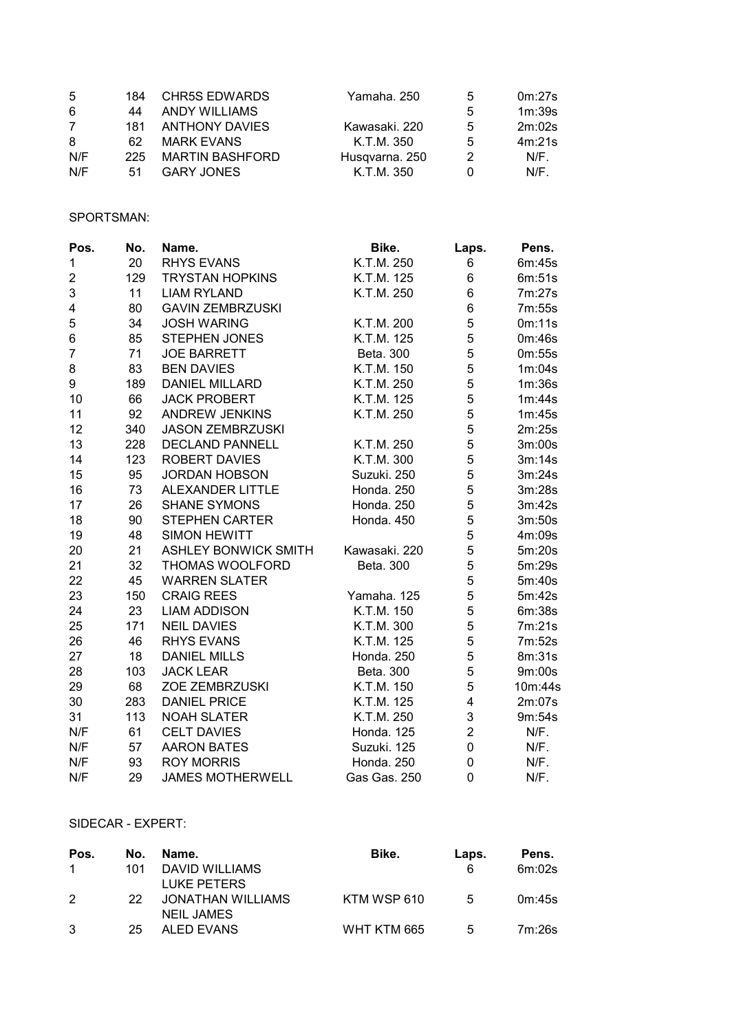| | | | | | |
|---|---|---|---|---|---|
| 5 | 184 | CHR5S EDWARDS | Yamaha. 250 | 5 | 0m:27s |
| 6 | 44 | ANDY WILLIAMS | | 5 | 1m:39s |
| 7 | 181 | ANTHONY DAVIES | Kawasaki. 220 | 5 | 2m:02s |
| 8 | 62 | MARK EVANS | K.T.M. 350 | 5 | 4m:21s |
| N/F | 225 | MARTIN BASHFORD | Husqvarna. 250 | 2 | N/F. |
| N/F | 51 | GARY JONES | K.T.M. 350 | 0 | N/F. |

SPORTSMAN:

| Pos. | No. | Name. | Bike. | Laps. | Pens. |
|---|---|---|---|---|---|
| 1 | 20 | RHYS EVANS | K.T.M. 250 | 6 | 6m:45s |
| 2 | 129 | TRYSTAN HOPKINS | K.T.M. 125 | 6 | 6m:51s |
| 3 | 11 | LIAM RYLAND | K.T.M. 250 | 6 | 7m:27s |
| 4 | 80 | GAVIN ZEMBRZUSKI | | 6 | 7m:55s |
| 5 | 34 | JOSH WARING | K.T.M. 200 | 5 | 0m:11s |
| 6 | 85 | STEPHEN JONES | K.T.M. 125 | 5 | 0m:46s |
| 7 | 71 | JOE BARRETT | Beta. 300 | 5 | 0m:55s |
| 8 | 83 | BEN DAVIES | K.T.M. 150 | 5 | 1m:04s |
| 9 | 189 | DANIEL MILLARD | K.T.M. 250 | 5 | 1m:36s |
| 10 | 66 | JACK PROBERT | K.T.M. 125 | 5 | 1m:44s |
| 11 | 92 | ANDREW JENKINS | K.T.M. 250 | 5 | 1m:45s |
| 12 | 340 | JASON ZEMBRZUSKI | | 5 | 2m:25s |
| 13 | 228 | DECLAND PANNELL | K.T.M. 250 | 5 | 3m:00s |
| 14 | 123 | ROBERT DAVIES | K.T.M. 300 | 5 | 3m:14s |
| 15 | 95 | JORDAN HOBSON | Suzuki. 250 | 5 | 3m:24s |
| 16 | 73 | ALEXANDER LITTLE | Honda. 250 | 5 | 3m:28s |
| 17 | 26 | SHANE SYMONS | Honda. 250 | 5 | 3m:42s |
| 18 | 90 | STEPHEN CARTER | Honda. 450 | 5 | 3m:50s |
| 19 | 48 | SIMON HEWITT | | 5 | 4m:09s |
| 20 | 21 | ASHLEY BONWICK SMITH | Kawasaki. 220 | 5 | 5m:20s |
| 21 | 32 | THOMAS WOOLFORD | Beta. 300 | 5 | 5m:29s |
| 22 | 45 | WARREN SLATER | | 5 | 5m:40s |
| 23 | 150 | CRAIG REES | Yamaha. 125 | 5 | 5m:42s |
| 24 | 23 | LIAM ADDISON | K.T.M. 150 | 5 | 6m:38s |
| 25 | 171 | NEIL DAVIES | K.T.M. 300 | 5 | 7m:21s |
| 26 | 46 | RHYS EVANS | K.T.M. 125 | 5 | 7m:52s |
| 27 | 18 | DANIEL MILLS | Honda. 250 | 5 | 8m:31s |
| 28 | 103 | JACK LEAR | Beta. 300 | 5 | 9m:00s |
| 29 | 68 | ZOE ZEMBRZUSKI | K.T.M. 150 | 5 | 10m:44s |
| 30 | 283 | DANIEL PRICE | K.T.M. 125 | 4 | 2m:07s |
| 31 | 113 | NOAH SLATER | K.T.M. 250 | 3 | 9m:54s |
| N/F | 61 | CELT DAVIES | Honda. 125 | 2 | N/F. |
| N/F | 57 | AARON BATES | Suzuki. 125 | 0 | N/F. |
| N/F | 93 | ROY MORRIS | Honda. 250 | 0 | N/F. |
| N/F | 29 | JAMES MOTHERWELL | Gas Gas. 250 | 0 | N/F. |

SIDECAR - EXPERT:

| Pos. | No. | Name. | Bike. | Laps. | Pens. |
|---|---|---|---|---|---|
| 1 | 101 | DAVID WILLIAMS<br>LUKE PETERS | | 6 | 6m:02s |
| 2 | 22 | JONATHAN WILLIAMS<br>NEIL JAMES | KTM WSP 610 | 5 | 0m:45s |
| 3 | 25 | ALED EVANS | WHT KTM 665 | 5 | 7m:26s |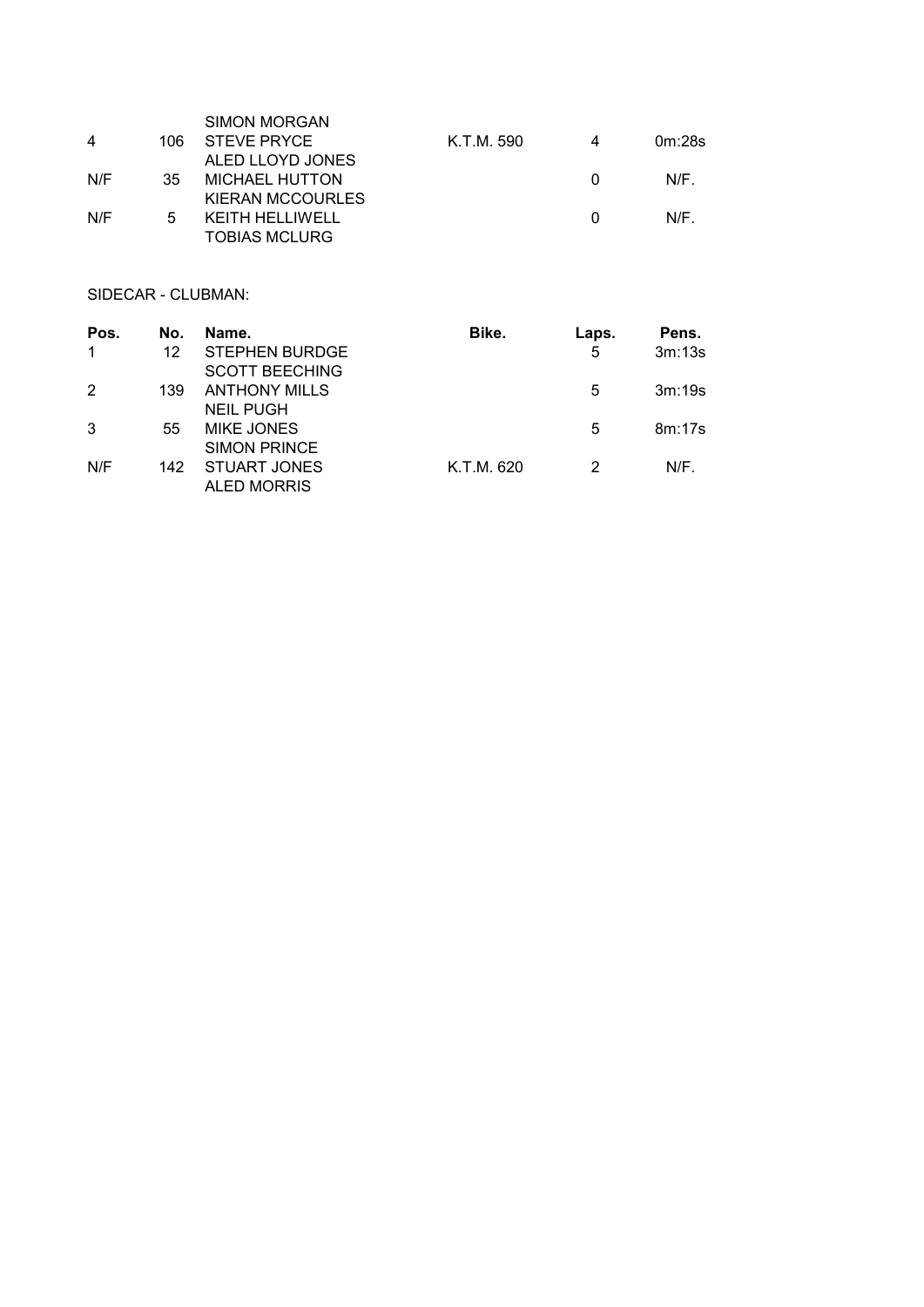| | | | | | |
|---|---|---|---|---|---|
| | | SIMON MORGAN | | | |
| 4 | 106 | STEVE PRYCE | K.T.M. 590 | 4 | 0m:28s |
| | | ALED LLOYD JONES | | | |
| N/F | 35 | MICHAEL HUTTON | | 0 | N/F. |
| | | KIERAN MCCOURLES | | | |
| N/F | 5 | KEITH HELLIWELL | | 0 | N/F. |
| | | TOBIAS MCLURG | | | |

SIDECAR - CLUBMAN:

| Pos. | No. | Name. | Bike. | Laps. | Pens. |
|---|---|---|---|---|---|
| 1 | 12 | STEPHEN BURDGE | | 5 | 3m:13s |
| | | SCOTT BEECHING | | | |
| 2 | 139 | ANTHONY MILLS | | 5 | 3m:19s |
| | | NEIL PUGH | | | |
| 3 | 55 | MIKE JONES | | 5 | 8m:17s |
| | | SIMON PRINCE | | | |
| N/F | 142 | STUART JONES | K.T.M. 620 | 2 | N/F. |
| | | ALED MORRIS | | | |